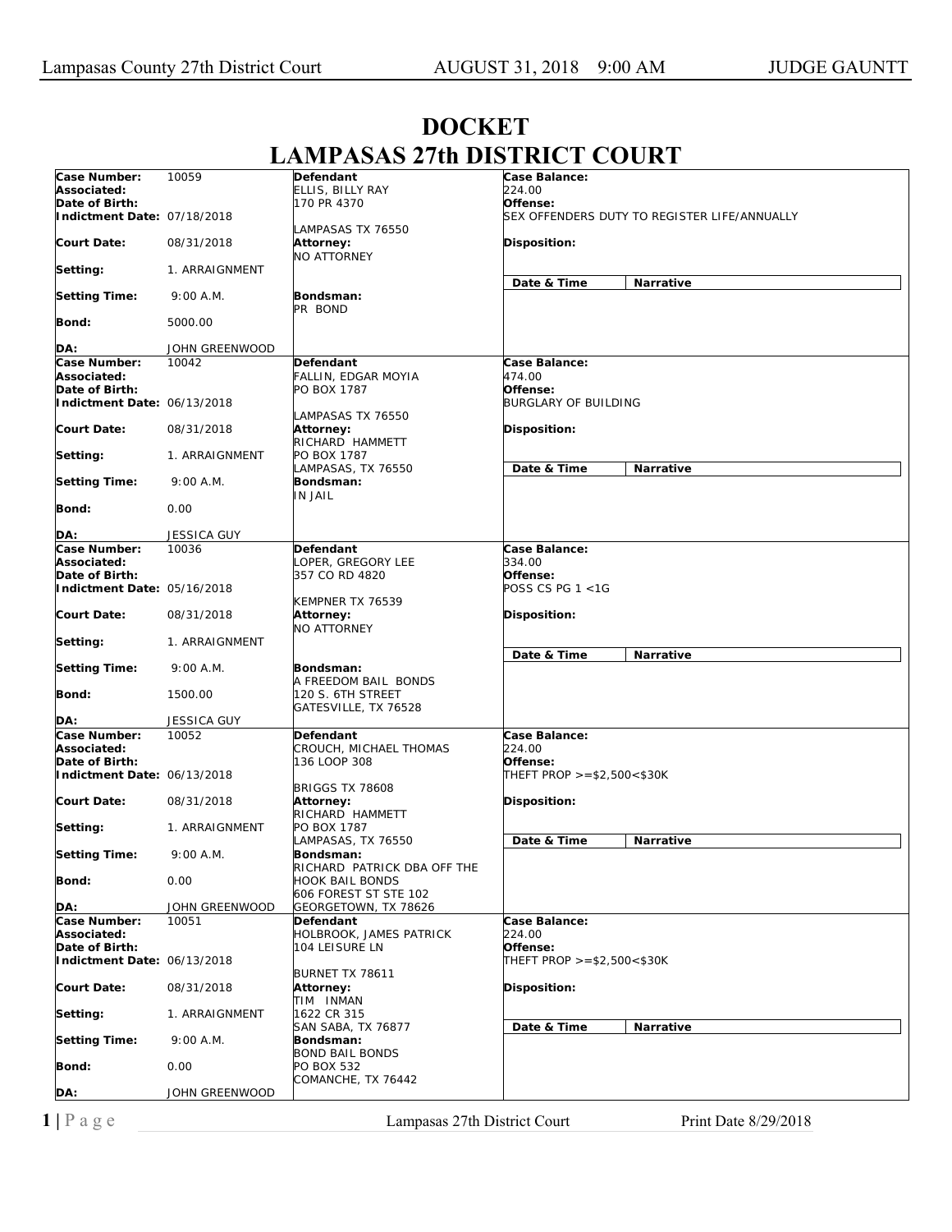# DOCKET
# LAMPASAS 27th DISTRICT COURT

| Case Information | | Defendant / Attorney / Bondsman | Case Details |
|---|---|---|---|
| **Case Number:** | 10059 | **Defendant** | **Case Balance:** |
| **Associated:** | | ELLIS, BILLY RAY | 224.00 |
| **Date of Birth:** | | 170 PR 4370 | **Offense:** |
| **Indictment Date:** | 07/18/2018 | LAMPASAS TX 76550 | SEX OFFENDERS DUTY TO REGISTER LIFE/ANNUALLY |
| **Court Date:** | 08/31/2018 | **Attorney:** NO ATTORNEY | **Disposition:** |
| **Setting:** | 1. ARRAIGNMENT | | **Date & Time** / **Narrative** |
| **Setting Time:** | 9:00 A.M. | **Bondsman:** PR BOND | |
| **Bond:** | 5000.00 | | |
| **DA:** | JOHN GREENWOOD | | |
| **Case Number:** | 10042 | **Defendant** | **Case Balance:** |
| **Associated:** | | FALLIN, EDGAR MOYIA | 474.00 |
| **Date of Birth:** | | PO BOX 1787 | **Offense:** |
| **Indictment Date:** | 06/13/2018 | LAMPASAS TX 76550 | BURGLARY OF BUILDING |
| **Court Date:** | 08/31/2018 | **Attorney:** RICHARD HAMMETT | **Disposition:** |
| **Setting:** | 1. ARRAIGNMENT | PO BOX 1787 LAMPASAS, TX 76550 | **Date & Time** / **Narrative** |
| **Setting Time:** | 9:00 A.M. | **Bondsman:** IN JAIL | |
| **Bond:** | 0.00 | | |
| **DA:** | JESSICA GUY | | |
| **Case Number:** | 10036 | **Defendant** | **Case Balance:** |
| **Associated:** | | LOPER, GREGORY LEE | 334.00 |
| **Date of Birth:** | | 357 CO RD 4820 | **Offense:** |
| **Indictment Date:** | 05/16/2018 | KEMPNER TX 76539 | POSS CS PG 1 <1G |
| **Court Date:** | 08/31/2018 | **Attorney:** NO ATTORNEY | **Disposition:** |
| **Setting:** | 1. ARRAIGNMENT | | **Date & Time** / **Narrative** |
| **Setting Time:** | 9:00 A.M. | **Bondsman:** A FREEDOM BAIL BONDS | |
| **Bond:** | 1500.00 | 120 S. 6TH STREET GATESVILLE, TX 76528 | |
| **DA:** | JESSICA GUY | | |
| **Case Number:** | 10052 | **Defendant** | **Case Balance:** |
| **Associated:** | | CROUCH, MICHAEL THOMAS | 224.00 |
| **Date of Birth:** | | 136 LOOP 308 | **Offense:** |
| **Indictment Date:** | 06/13/2018 | BRIGGS TX 78608 | THEFT PROP >=$2,500<$30K |
| **Court Date:** | 08/31/2018 | **Attorney:** RICHARD HAMMETT | **Disposition:** |
| **Setting:** | 1. ARRAIGNMENT | PO BOX 1787 LAMPASAS, TX 76550 | **Date & Time** / **Narrative** |
| **Setting Time:** | 9:00 A.M. | **Bondsman:** RICHARD PATRICK DBA OFF THE | |
| **Bond:** | 0.00 | HOOK BAIL BONDS 606 FOREST ST STE 102 | |
| **DA:** | JOHN GREENWOOD | GEORGETOWN, TX 78626 | |
| **Case Number:** | 10051 | **Defendant** | **Case Balance:** |
| **Associated:** | | HOLBROOK, JAMES PATRICK | 224.00 |
| **Date of Birth:** | | 104 LEISURE LN | **Offense:** |
| **Indictment Date:** | 06/13/2018 | BURNET TX 78611 | THEFT PROP >=$2,500<$30K |
| **Court Date:** | 08/31/2018 | **Attorney:** TIM INMAN | **Disposition:** |
| **Setting:** | 1. ARRAIGNMENT | 1622 CR 315 SAN SABA, TX 76877 | **Date & Time** / **Narrative** |
| **Setting Time:** | 9:00 A.M. | **Bondsman:** BOND BAIL BONDS | |
| **Bond:** | 0.00 | PO BOX 532 COMANCHE, TX 76442 | |
| **DA:** | JOHN GREENWOOD | | |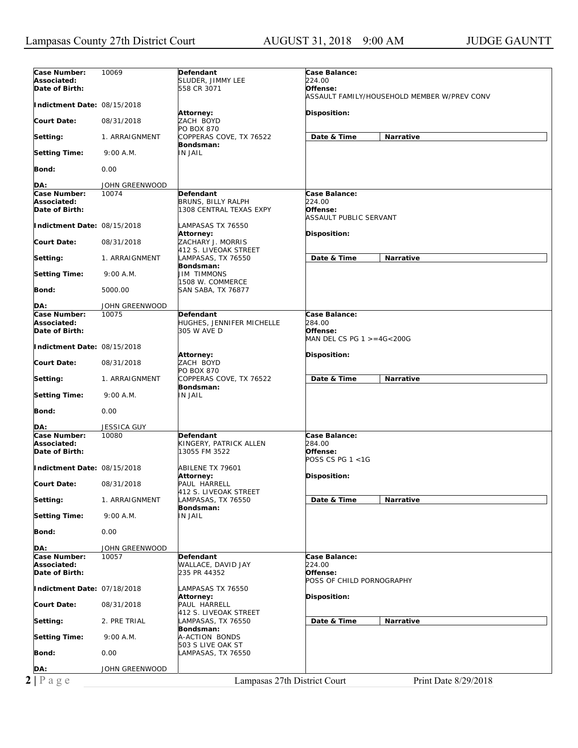| Case Number: | 10069 | Defendant | Case Balance: |
|---|---|---|---|
| Associated: | | SLUDER, JIMMY LEE | 224.00 |
| Date of Birth: | | 558 CR 3071 | Offense: ASSAULT FAMILY/HOUSEHOLD MEMBER W/PREV CONV |
| Indictment Date: | 08/15/2018 | | |
| Court Date: | 08/31/2018 | Attorney: ZACH BOYD, PO BOX 870, COPPERAS COVE, TX 76522 | Disposition: |
| Setting: | 1. ARRAIGNMENT | | Date & Time / Narrative |
| Setting Time: | 9:00 A.M. | Bondsman: IN JAIL | |
| Bond: | 0.00 | | |
| DA: | JOHN GREENWOOD | | |

| Case Number: | 10074 | Defendant | Case Balance: |
|---|---|---|---|
| Associated: | | BRUNS, BILLY RALPH | 224.00 |
| Date of Birth: | | 1308 CENTRAL TEXAS EXPY, LAMPASAS TX 76550 | Offense: ASSAULT PUBLIC SERVANT |
| Indictment Date: | 08/15/2018 | | |
| Court Date: | 08/31/2018 | Attorney: ZACHARY J. MORRIS, 412 S. LIVEOAK STREET, LAMPASAS, TX 76550 | Disposition: |
| Setting: | 1. ARRAIGNMENT | | Date & Time / Narrative |
| Setting Time: | 9:00 A.M. | Bondsman: JIM TIMMONS, 1508 W. COMMERCE, SAN SABA, TX 76877 | |
| Bond: | 5000.00 | | |
| DA: | JOHN GREENWOOD | | |

| Case Number: | 10075 | Defendant | Case Balance: |
|---|---|---|---|
| Associated: | | HUGHES, JENNIFER MICHELLE | 284.00 |
| Date of Birth: | | 305 W AVE D | Offense: MAN DEL CS PG 1 >=4G<200G |
| Indictment Date: | 08/15/2018 | | |
| Court Date: | 08/31/2018 | Attorney: ZACH BOYD, PO BOX 870, COPPERAS COVE, TX 76522 | Disposition: |
| Setting: | 1. ARRAIGNMENT | | Date & Time / Narrative |
| Setting Time: | 9:00 A.M. | Bondsman: IN JAIL | |
| Bond: | 0.00 | | |
| DA: | JESSICA GUY | | |

| Case Number: | 10080 | Defendant | Case Balance: |
|---|---|---|---|
| Associated: | | KINGERY, PATRICK ALLEN | 284.00 |
| Date of Birth: | | 13055 FM 3522, ABILENE TX 79601 | Offense: POSS CS PG 1 <1G |
| Indictment Date: | 08/15/2018 | | |
| Court Date: | 08/31/2018 | Attorney: PAUL HARRELL, 412 S. LIVEOAK STREET, LAMPASAS, TX 76550 | Disposition: |
| Setting: | 1. ARRAIGNMENT | | Date & Time / Narrative |
| Setting Time: | 9:00 A.M. | Bondsman: IN JAIL | |
| Bond: | 0.00 | | |
| DA: | JOHN GREENWOOD | | |

| Case Number: | 10057 | Defendant | Case Balance: |
|---|---|---|---|
| Associated: | | WALLACE, DAVID JAY | 224.00 |
| Date of Birth: | | 235 PR 44352, LAMPASAS TX 76550 | Offense: POSS OF CHILD PORNOGRAPHY |
| Indictment Date: | 07/18/2018 | | |
| Court Date: | 08/31/2018 | Attorney: PAUL HARRELL, 412 S. LIVEOAK STREET, LAMPASAS, TX 76550 | Disposition: |
| Setting: | 2. PRE TRIAL | | Date & Time / Narrative |
| Setting Time: | 9:00 A.M. | Bondsman: A-ACTION BONDS, 503 S LIVE OAK ST, LAMPASAS, TX 76550 | |
| Bond: | 0.00 | | |
| DA: | JOHN GREENWOOD | | |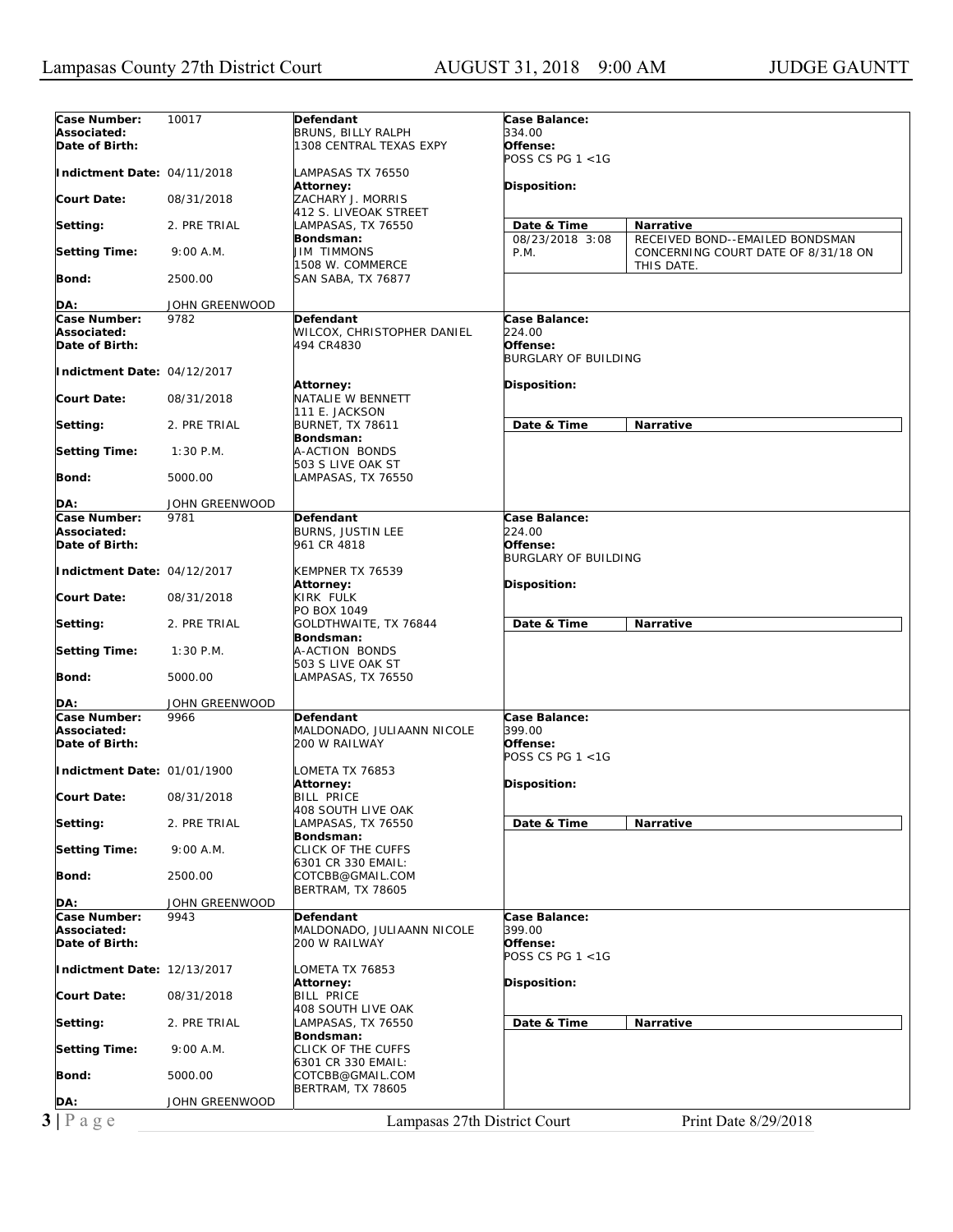| Case Number: | 10017 | Defendant | Case Balance: | |
|---|---|---|---|---|
| Associated: | | BRUNS, BILLY RALPH | 334.00 | |
| Date of Birth: | | 1308 CENTRAL TEXAS EXPY | Offense: | |
| | | | POSS CS PG 1 <1G | |
| Indictment Date: | 04/11/2018 | LAMPASAS TX 76550 | | |
| | | Attorney: | Disposition: | |
| Court Date: | 08/31/2018 | ZACHARY J. MORRIS | | |
| | | 412 S. LIVEOAK STREET | | |
| Setting: | 2. PRE TRIAL | LAMPASAS, TX 76550 | Date & Time | Narrative |
| | | Bondsman: | 08/23/2018 3:08 P.M. | RECEIVED BOND--EMAILED BONDSMAN CONCERNING COURT DATE OF 8/31/18 ON THIS DATE. |
| Setting Time: | 9:00 A.M. | JIM TIMMONS | | |
| | | 1508 W. COMMERCE | | |
| Bond: | 2500.00 | SAN SABA, TX 76877 | | |
| DA: | JOHN GREENWOOD | | | |

| Case Number: | 9782 | Defendant | Case Balance: | |
|---|---|---|---|---|
| Associated: | | WILCOX, CHRISTOPHER DANIEL | 224.00 | |
| Date of Birth: | | 494 CR4830 | Offense: | |
| | | | BURGLARY OF BUILDING | |
| Indictment Date: | 04/12/2017 | | | |
| | | Attorney: | Disposition: | |
| Court Date: | 08/31/2018 | NATALIE W BENNETT | | |
| | | 111 E. JACKSON | | |
| Setting: | 2. PRE TRIAL | BURNET, TX 78611 | Date & Time | Narrative |
| | | Bondsman: | | |
| Setting Time: | 1:30 P.M. | A-ACTION BONDS | | |
| | | 503 S LIVE OAK ST | | |
| Bond: | 5000.00 | LAMPASAS, TX 76550 | | |
| DA: | JOHN GREENWOOD | | | |

| Case Number: | 9781 | Defendant | Case Balance: | |
|---|---|---|---|---|
| Associated: | | BURNS, JUSTIN LEE | 224.00 | |
| Date of Birth: | | 961 CR 4818 | Offense: | |
| | | | BURGLARY OF BUILDING | |
| Indictment Date: | 04/12/2017 | KEMPNER TX 76539 | | |
| | | Attorney: | Disposition: | |
| Court Date: | 08/31/2018 | KIRK FULK | | |
| | | PO BOX 1049 | | |
| Setting: | 2. PRE TRIAL | GOLDTHWAITE, TX 76844 | Date & Time | Narrative |
| | | Bondsman: | | |
| Setting Time: | 1:30 P.M. | A-ACTION BONDS | | |
| | | 503 S LIVE OAK ST | | |
| Bond: | 5000.00 | LAMPASAS, TX 76550 | | |
| DA: | JOHN GREENWOOD | | | |

| Case Number: | 9966 | Defendant | Case Balance: | |
|---|---|---|---|---|
| Associated: | | MALDONADO, JULIAANN NICOLE | 399.00 | |
| Date of Birth: | | 200 W RAILWAY | Offense: | |
| | | | POSS CS PG 1 <1G | |
| Indictment Date: | 01/01/1900 | LOMETA TX 76853 | | |
| | | Attorney: | Disposition: | |
| Court Date: | 08/31/2018 | BILL PRICE | | |
| | | 408 SOUTH LIVE OAK | | |
| Setting: | 2. PRE TRIAL | LAMPASAS, TX 76550 | Date & Time | Narrative |
| | | Bondsman: | | |
| Setting Time: | 9:00 A.M. | CLICK OF THE CUFFS | | |
| | | 6301 CR 330 EMAIL: | | |
| Bond: | 2500.00 | COTCBB@GMAIL.COM | | |
| | | BERTRAM, TX 78605 | | |
| DA: | JOHN GREENWOOD | | | |

| Case Number: | 9943 | Defendant | Case Balance: | |
|---|---|---|---|---|
| Associated: | | MALDONADO, JULIAANN NICOLE | 399.00 | |
| Date of Birth: | | 200 W RAILWAY | Offense: | |
| | | | POSS CS PG 1 <1G | |
| Indictment Date: | 12/13/2017 | LOMETA TX 76853 | | |
| | | Attorney: | Disposition: | |
| Court Date: | 08/31/2018 | BILL PRICE | | |
| | | 408 SOUTH LIVE OAK | | |
| Setting: | 2. PRE TRIAL | LAMPASAS, TX 76550 | Date & Time | Narrative |
| | | Bondsman: | | |
| Setting Time: | 9:00 A.M. | CLICK OF THE CUFFS | | |
| | | 6301 CR 330 EMAIL: | | |
| Bond: | 5000.00 | COTCBB@GMAIL.COM | | |
| | | BERTRAM, TX 78605 | | |
| DA: | JOHN GREENWOOD | | | |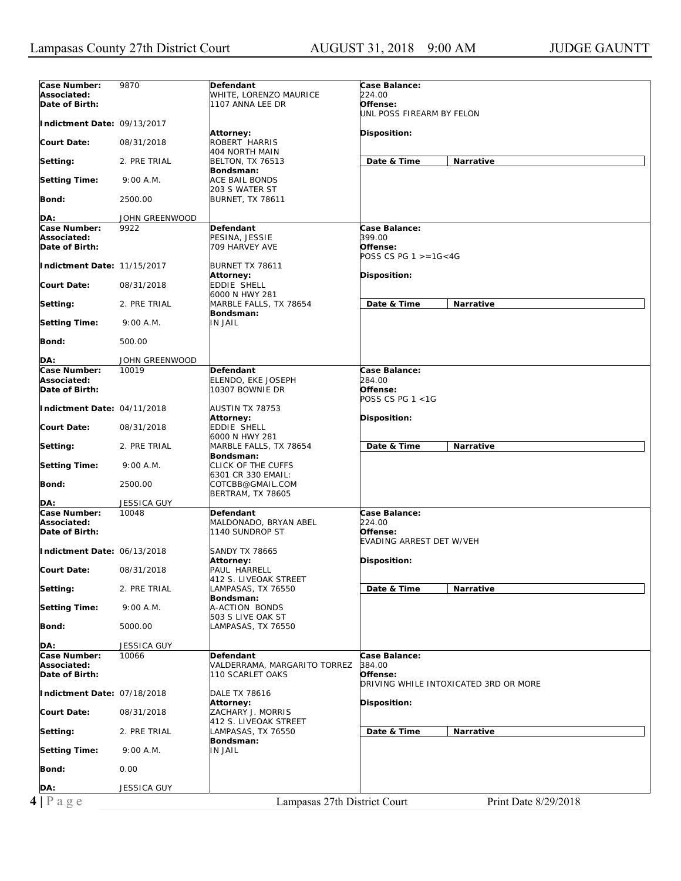| Case Number: | 9870 | Defendant | Case Balance: |
|---|---|---|---|
| Associated: | | WHITE, LORENZO MAURICE | 224.00 |
| Date of Birth: | | 1107 ANNA LEE DR | Offense: UNL POSS FIREARM BY FELON |
| Indictment Date: | 09/13/2017 | Attorney: | Disposition: |
| Court Date: | 08/31/2018 | ROBERT HARRIS 404 NORTH MAIN | |
| Setting: | 2. PRE TRIAL | BELTON, TX 76513 | Date & Time / Narrative |
| Setting Time: | 9:00 A.M. | Bondsman: ACE BAIL BONDS 203 S WATER ST | |
| Bond: | 2500.00 | BURNET, TX 78611 | |
| DA: | JOHN GREENWOOD | | |

| Case Number: | 9922 | Defendant | Case Balance: |
|---|---|---|---|
| Associated: | | PESINA, JESSIE | 399.00 |
| Date of Birth: | | 709 HARVEY AVE | Offense: POSS CS PG 1 >=1G<4G |
| Indictment Date: | 11/15/2017 | BURNET TX 78611 Attorney: | Disposition: |
| Court Date: | 08/31/2018 | EDDIE SHELL 6000 N HWY 281 | |
| Setting: | 2. PRE TRIAL | MARBLE FALLS, TX 78654 | Date & Time / Narrative |
| Setting Time: | 9:00 A.M. | Bondsman: IN JAIL | |
| Bond: | 500.00 | | |
| DA: | JOHN GREENWOOD | | |

| Case Number: | 10019 | Defendant | Case Balance: |
|---|---|---|---|
| Associated: | | ELENDO, EKE JOSEPH | 284.00 |
| Date of Birth: | | 10307 BOWNIE DR | Offense: POSS CS PG 1 <1G |
| Indictment Date: | 04/11/2018 | AUSTIN TX 78753 Attorney: | Disposition: |
| Court Date: | 08/31/2018 | EDDIE SHELL 6000 N HWY 281 | |
| Setting: | 2. PRE TRIAL | MARBLE FALLS, TX 78654 | Date & Time / Narrative |
| Setting Time: | 9:00 A.M. | Bondsman: CLICK OF THE CUFFS 6301 CR 330 EMAIL: | |
| Bond: | 2500.00 | COTCBB@GMAIL.COM BERTRAM, TX 78605 | |
| DA: | JESSICA GUY | | |

| Case Number: | 10048 | Defendant | Case Balance: |
|---|---|---|---|
| Associated: | | MALDONADO, BRYAN ABEL | 224.00 |
| Date of Birth: | | 1140 SUNDROP ST | Offense: EVADING ARREST DET W/VEH |
| Indictment Date: | 06/13/2018 | SANDY TX 78665 Attorney: | Disposition: |
| Court Date: | 08/31/2018 | PAUL HARRELL 412 S. LIVEOAK STREET | |
| Setting: | 2. PRE TRIAL | LAMPASAS, TX 76550 | Date & Time / Narrative |
| Setting Time: | 9:00 A.M. | Bondsman: A-ACTION BONDS 503 S LIVE OAK ST | |
| Bond: | 5000.00 | LAMPASAS, TX 76550 | |
| DA: | JESSICA GUY | | |

| Case Number: | 10066 | Defendant | Case Balance: |
|---|---|---|---|
| Associated: | | VALDERRAMA, MARGARITO TORREZ | 384.00 |
| Date of Birth: | | 110 SCARLET OAKS | Offense: DRIVING WHILE INTOXICATED 3RD OR MORE |
| Indictment Date: | 07/18/2018 | DALE TX 78616 Attorney: | Disposition: |
| Court Date: | 08/31/2018 | ZACHARY J. MORRIS 412 S. LIVEOAK STREET | |
| Setting: | 2. PRE TRIAL | LAMPASAS, TX 76550 | Date & Time / Narrative |
| Setting Time: | 9:00 A.M. | Bondsman: IN JAIL | |
| Bond: | 0.00 | | |
| DA: | JESSICA GUY | | |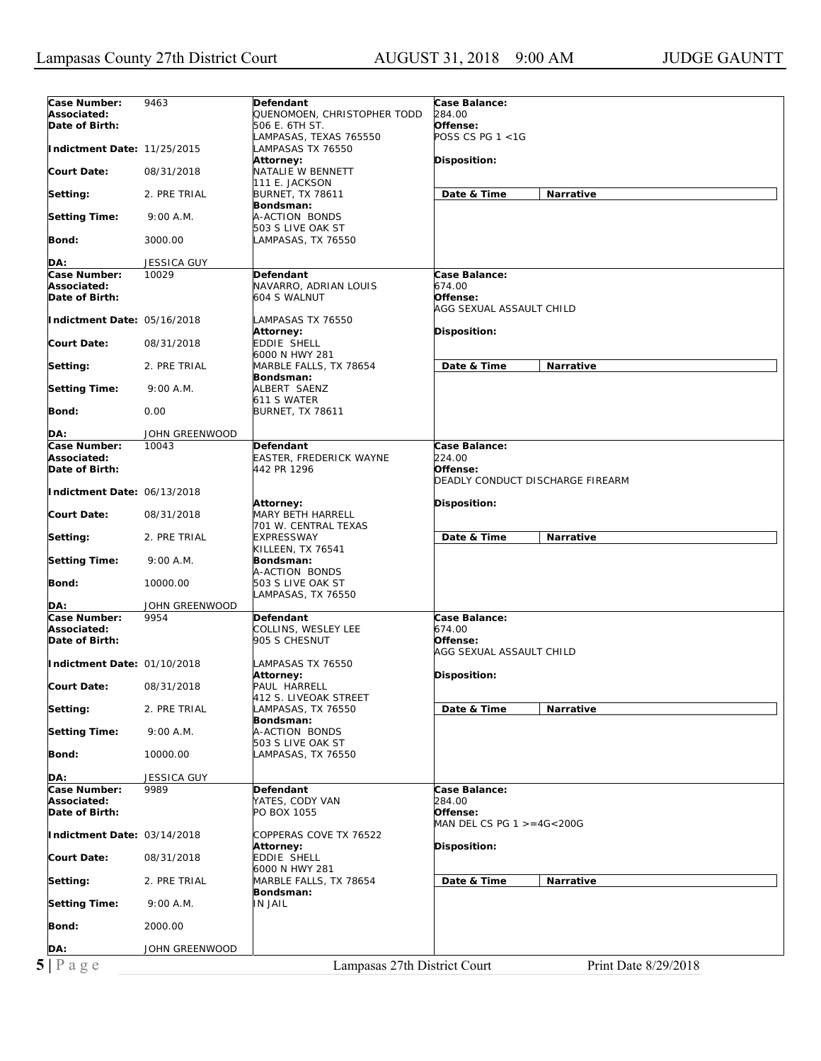| Field | Value | Defendant / Attorney / Bondsman | Case Details |
|---|---|---|---|
| **Case Number:** | 9463 | **Defendant** | **Case Balance:** |
| **Associated:** | | QUENOMOEN, CHRISTOPHER TODD | 284.00 |
| **Date of Birth:** | | 506 E. 6TH ST. | **Offense:** |
| | | LAMPASAS, TEXAS 765550 | POSS CS PG 1 <1G |
| **Indictment Date:** | 11/25/2015 | LAMPASAS TX 76550 | |
| | | **Attorney:** | **Disposition:** |
| **Court Date:** | 08/31/2018 | NATALIE W BENNETT | |
| | | 111 E. JACKSON | |
| **Setting:** | 2. PRE TRIAL | BURNET, TX 78611 | **Date & Time** / **Narrative** |
| | | **Bondsman:** | |
| **Setting Time:** | 9:00 A.M. | A-ACTION BONDS | |
| | | 503 S LIVE OAK ST | |
| **Bond:** | 3000.00 | LAMPASAS, TX 76550 | |
| **DA:** | JESSICA GUY | | |
| **Case Number:** | 10029 | **Defendant** | **Case Balance:** |
| **Associated:** | | NAVARRO, ADRIAN LOUIS | 674.00 |
| **Date of Birth:** | | 604 S WALNUT | **Offense:** |
| | | | AGG SEXUAL ASSAULT CHILD |
| **Indictment Date:** | 05/16/2018 | LAMPASAS TX 76550 | |
| | | **Attorney:** | **Disposition:** |
| **Court Date:** | 08/31/2018 | EDDIE SHELL | |
| | | 6000 N HWY 281 | |
| **Setting:** | 2. PRE TRIAL | MARBLE FALLS, TX 78654 | **Date & Time** / **Narrative** |
| | | **Bondsman:** | |
| **Setting Time:** | 9:00 A.M. | ALBERT SAENZ | |
| | | 611 S WATER | |
| **Bond:** | 0.00 | BURNET, TX 78611 | |
| **DA:** | JOHN GREENWOOD | | |
| **Case Number:** | 10043 | **Defendant** | **Case Balance:** |
| **Associated:** | | EASTER, FREDERICK WAYNE | 224.00 |
| **Date of Birth:** | | 442 PR 1296 | **Offense:** |
| | | | DEADLY CONDUCT DISCHARGE FIREARM |
| **Indictment Date:** | 06/13/2018 | | |
| | | **Attorney:** | **Disposition:** |
| **Court Date:** | 08/31/2018 | MARY BETH HARRELL | |
| | | 701 W. CENTRAL TEXAS | |
| **Setting:** | 2. PRE TRIAL | EXPRESSWAY | **Date & Time** / **Narrative** |
| | | KILLEEN, TX 76541 | |
| **Setting Time:** | 9:00 A.M. | **Bondsman:** | |
| | | A-ACTION BONDS | |
| **Bond:** | 10000.00 | 503 S LIVE OAK ST | |
| | | LAMPASAS, TX 76550 | |
| **DA:** | JOHN GREENWOOD | | |
| **Case Number:** | 9954 | **Defendant** | **Case Balance:** |
| **Associated:** | | COLLINS, WESLEY LEE | 674.00 |
| **Date of Birth:** | | 905 S CHESNUT | **Offense:** |
| | | | AGG SEXUAL ASSAULT CHILD |
| **Indictment Date:** | 01/10/2018 | LAMPASAS TX 76550 | |
| | | **Attorney:** | **Disposition:** |
| **Court Date:** | 08/31/2018 | PAUL HARRELL | |
| | | 412 S. LIVEOAK STREET | |
| **Setting:** | 2. PRE TRIAL | LAMPASAS, TX 76550 | **Date & Time** / **Narrative** |
| | | **Bondsman:** | |
| **Setting Time:** | 9:00 A.M. | A-ACTION BONDS | |
| | | 503 S LIVE OAK ST | |
| **Bond:** | 10000.00 | LAMPASAS, TX 76550 | |
| **DA:** | JESSICA GUY | | |
| **Case Number:** | 9989 | **Defendant** | **Case Balance:** |
| **Associated:** | | YATES, CODY VAN | 284.00 |
| **Date of Birth:** | | PO BOX 1055 | **Offense:** |
| | | | MAN DEL CS PG 1 >=4G<200G |
| **Indictment Date:** | 03/14/2018 | COPPERAS COVE TX 76522 | |
| | | **Attorney:** | **Disposition:** |
| **Court Date:** | 08/31/2018 | EDDIE SHELL | |
| | | 6000 N HWY 281 | |
| **Setting:** | 2. PRE TRIAL | MARBLE FALLS, TX 78654 | **Date & Time** / **Narrative** |
| | | **Bondsman:** | |
| **Setting Time:** | 9:00 A.M. | IN JAIL | |
| **Bond:** | 2000.00 | | |
| **DA:** | JOHN GREENWOOD | | |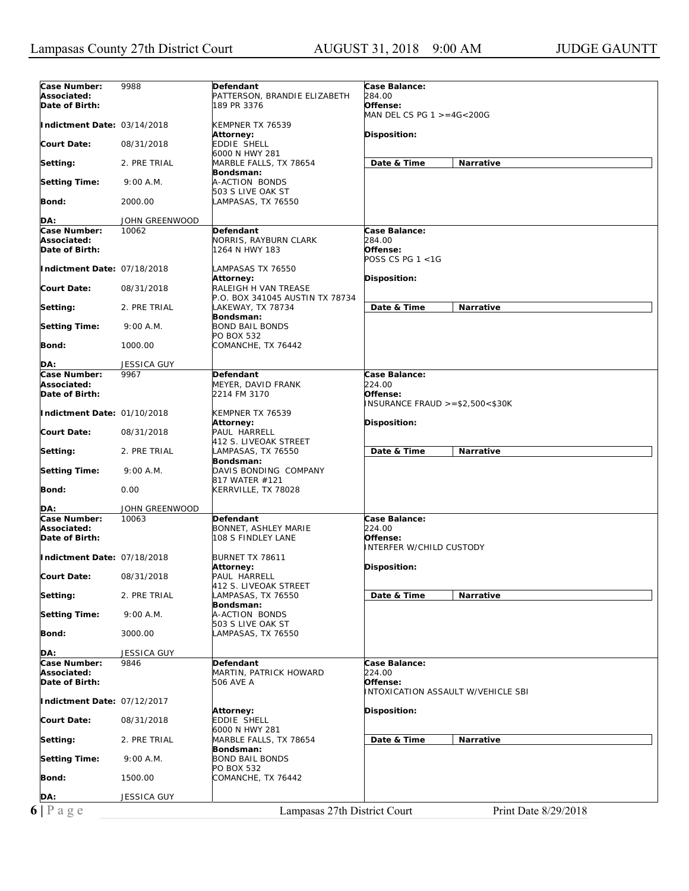| Case Number: | 9988 | Defendant | Case Balance: |
|---|---|---|---|
| Associated: | | PATTERSON, BRANDIE ELIZABETH | 284.00 |
| Date of Birth: | | 189 PR 3376 | Offense: MAN DEL CS PG 1 >=4G<200G |
| Indictment Date: | 03/14/2018 | KEMPNER TX 76539 | |
| Court Date: | 08/31/2018 | Attorney: EDDIE SHELL 6000 N HWY 281 | Disposition: |
| Setting: | 2. PRE TRIAL | MARBLE FALLS, TX 78654 | Date & Time / Narrative |
| Setting Time: | 9:00 A.M. | Bondsman: A-ACTION BONDS 503 S LIVE OAK ST | |
| Bond: | 2000.00 | LAMPASAS, TX 76550 | |
| DA: | JOHN GREENWOOD | | |

| Case Number: | 10062 | Defendant | Case Balance: |
|---|---|---|---|
| Associated: | | NORRIS, RAYBURN CLARK | 284.00 |
| Date of Birth: | | 1264 N HWY 183 | Offense: POSS CS PG 1 <1G |
| Indictment Date: | 07/18/2018 | LAMPASAS TX 76550 | |
| Court Date: | 08/31/2018 | Attorney: RALEIGH H VAN TREASE P.O. BOX 341045 AUSTIN TX 78734 | Disposition: |
| Setting: | 2. PRE TRIAL | LAKEWAY, TX 78734 | Date & Time / Narrative |
| Setting Time: | 9:00 A.M. | Bondsman: BOND BAIL BONDS PO BOX 532 | |
| Bond: | 1000.00 | COMANCHE, TX 76442 | |
| DA: | JESSICA GUY | | |

| Case Number: | 9967 | Defendant | Case Balance: |
|---|---|---|---|
| Associated: | | MEYER, DAVID FRANK | 224.00 |
| Date of Birth: | | 2214 FM 3170 | Offense: INSURANCE FRAUD >=$2,500<$30K |
| Indictment Date: | 01/10/2018 | KEMPNER TX 76539 | |
| Court Date: | 08/31/2018 | Attorney: PAUL HARRELL 412 S. LIVEOAK STREET | Disposition: |
| Setting: | 2. PRE TRIAL | LAMPASAS, TX 76550 | Date & Time / Narrative |
| Setting Time: | 9:00 A.M. | Bondsman: DAVIS BONDING COMPANY 817 WATER #121 | |
| Bond: | 0.00 | KERRVILLE, TX 78028 | |
| DA: | JOHN GREENWOOD | | |

| Case Number: | 10063 | Defendant | Case Balance: |
|---|---|---|---|
| Associated: | | BONNET, ASHLEY MARIE | 224.00 |
| Date of Birth: | | 108 S FINDLEY LANE | Offense: INTERFER W/CHILD CUSTODY |
| Indictment Date: | 07/18/2018 | BURNET TX 78611 | |
| Court Date: | 08/31/2018 | Attorney: PAUL HARRELL 412 S. LIVEOAK STREET | Disposition: |
| Setting: | 2. PRE TRIAL | LAMPASAS, TX 76550 | Date & Time / Narrative |
| Setting Time: | 9:00 A.M. | Bondsman: A-ACTION BONDS 503 S LIVE OAK ST | |
| Bond: | 3000.00 | LAMPASAS, TX 76550 | |
| DA: | JESSICA GUY | | |

| Case Number: | 9846 | Defendant | Case Balance: |
|---|---|---|---|
| Associated: | | MARTIN, PATRICK HOWARD | 224.00 |
| Date of Birth: | | 506 AVE A | Offense: INTOXICATION ASSAULT W/VEHICLE SBI |
| Indictment Date: | 07/12/2017 | | |
| Court Date: | 08/31/2018 | Attorney: EDDIE SHELL 6000 N HWY 281 | Disposition: |
| Setting: | 2. PRE TRIAL | MARBLE FALLS, TX 78654 | Date & Time / Narrative |
| Setting Time: | 9:00 A.M. | Bondsman: BOND BAIL BONDS PO BOX 532 | |
| Bond: | 1500.00 | COMANCHE, TX 76442 | |
| DA: | JESSICA GUY | | |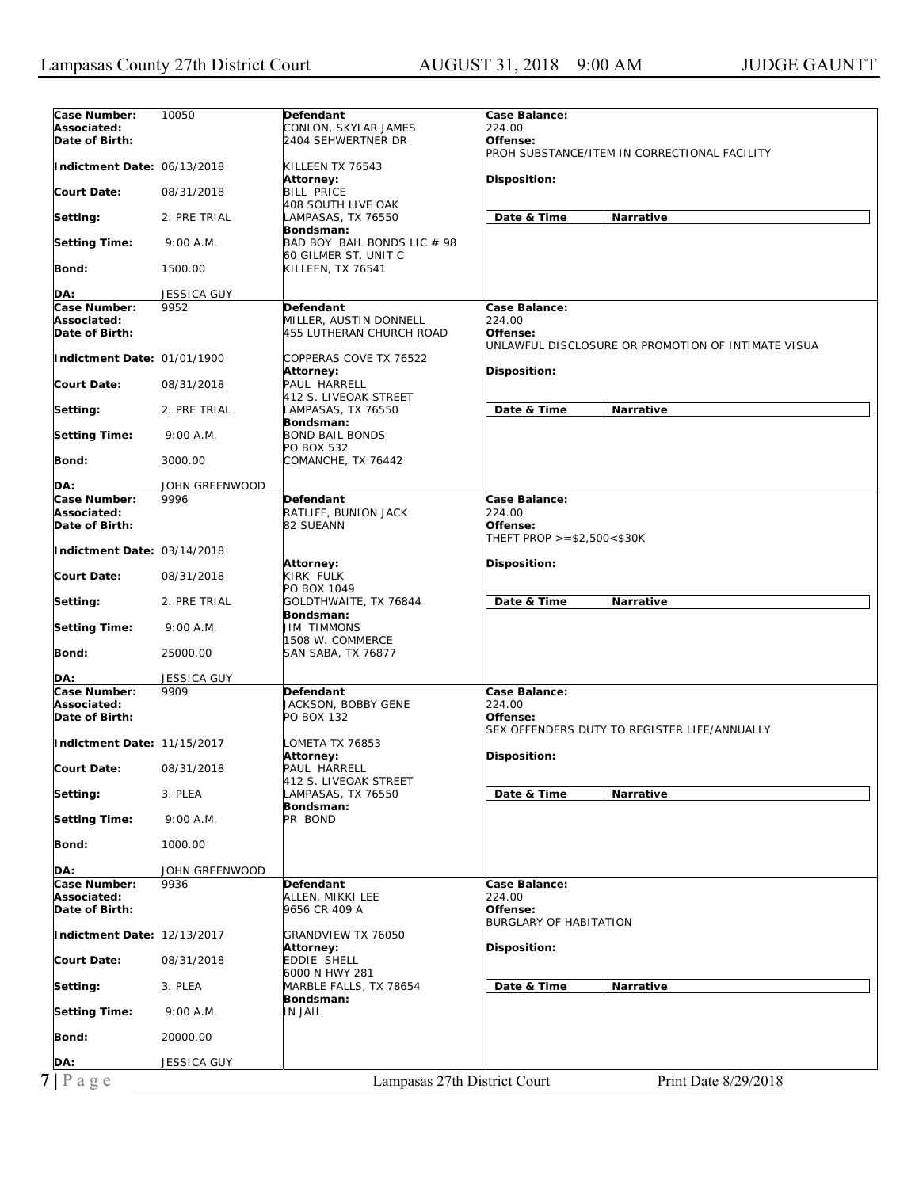| Case Number: | 10050 | Defendant | Case Balance: |
|---|---|---|---|
| Associated: | | CONLON, SKYLAR JAMES | 224.00 |
| Date of Birth: | | 2404 SEHWERTNER DR | Offense: PROH SUBSTANCE/ITEM IN CORRECTIONAL FACILITY |
| Indictment Date: | 06/13/2018 | KILLEEN TX 76543 | |
| | | Attorney: | Disposition: |
| Court Date: | 08/31/2018 | BILL PRICE | |
| | | 408 SOUTH LIVE OAK | |
| Setting: | 2. PRE TRIAL | LAMPASAS, TX 76550 | Date & Time / Narrative |
| | | Bondsman: | |
| Setting Time: | 9:00 A.M. | BAD BOY BAIL BONDS LIC # 98 | |
| | | 60 GILMER ST. UNIT C | |
| Bond: | 1500.00 | KILLEEN, TX 76541 | |
| DA: | JESSICA GUY | | |

| Case Number: | 9952 | Defendant | Case Balance: |
|---|---|---|---|
| Associated: | | MILLER, AUSTIN DONNELL | 224.00 |
| Date of Birth: | | 455 LUTHERAN CHURCH ROAD | Offense: UNLAWFUL DISCLOSURE OR PROMOTION OF INTIMATE VISUA |
| Indictment Date: | 01/01/1900 | COPPERAS COVE TX 76522 | |
| | | Attorney: | Disposition: |
| Court Date: | 08/31/2018 | PAUL HARRELL | |
| | | 412 S. LIVEOAK STREET | |
| Setting: | 2. PRE TRIAL | LAMPASAS, TX 76550 | Date & Time / Narrative |
| | | Bondsman: | |
| Setting Time: | 9:00 A.M. | BOND BAIL BONDS | |
| | | PO BOX 532 | |
| Bond: | 3000.00 | COMANCHE, TX 76442 | |
| DA: | JOHN GREENWOOD | | |

| Case Number: | 9996 | Defendant | Case Balance: |
|---|---|---|---|
| Associated: | | RATLIFF, BUNION JACK | 224.00 |
| Date of Birth: | | 82 SUEANN | Offense: THEFT PROP >=$2,500<$30K |
| Indictment Date: | 03/14/2018 | | |
| | | Attorney: | Disposition: |
| Court Date: | 08/31/2018 | KIRK FULK | |
| | | PO BOX 1049 | |
| Setting: | 2. PRE TRIAL | GOLDTHWAITE, TX 76844 | Date & Time / Narrative |
| | | Bondsman: | |
| Setting Time: | 9:00 A.M. | JIM TIMMONS | |
| | | 1508 W. COMMERCE | |
| Bond: | 25000.00 | SAN SABA, TX 76877 | |
| DA: | JESSICA GUY | | |

| Case Number: | 9909 | Defendant | Case Balance: |
|---|---|---|---|
| Associated: | | JACKSON, BOBBY GENE | 224.00 |
| Date of Birth: | | PO BOX 132 | Offense: SEX OFFENDERS DUTY TO REGISTER LIFE/ANNUALLY |
| Indictment Date: | 11/15/2017 | LOMETA TX 76853 | |
| | | Attorney: | Disposition: |
| Court Date: | 08/31/2018 | PAUL HARRELL | |
| | | 412 S. LIVEOAK STREET | |
| Setting: | 3. PLEA | LAMPASAS, TX 76550 | Date & Time / Narrative |
| | | Bondsman: | |
| Setting Time: | 9:00 A.M. | PR BOND | |
| Bond: | 1000.00 | | |
| DA: | JOHN GREENWOOD | | |

| Case Number: | 9936 | Defendant | Case Balance: |
|---|---|---|---|
| Associated: | | ALLEN, MIKKI LEE | 224.00 |
| Date of Birth: | | 9656 CR 409 A | Offense: BURGLARY OF HABITATION |
| Indictment Date: | 12/13/2017 | GRANDVIEW TX 76050 | |
| | | Attorney: | Disposition: |
| Court Date: | 08/31/2018 | EDDIE SHELL | |
| | | 6000 N HWY 281 | |
| Setting: | 3. PLEA | MARBLE FALLS, TX 78654 | Date & Time / Narrative |
| | | Bondsman: | |
| Setting Time: | 9:00 A.M. | IN JAIL | |
| Bond: | 20000.00 | | |
| DA: | JESSICA GUY | | |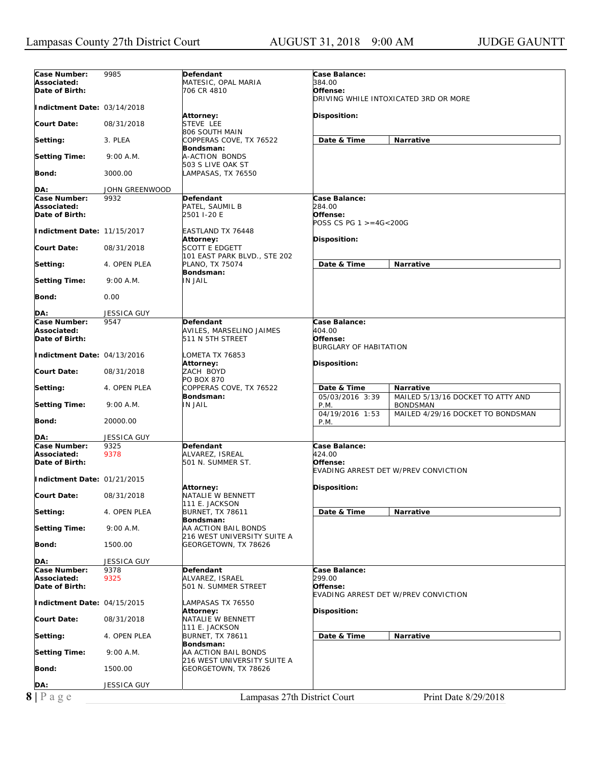| Case Number: | 9985 | Defendant | Case Balance: |
|---|---|---|---|
| Associated: | | MATESIC, OPAL MARIA | 384.00 |
| Date of Birth: | | 706 CR 4810 | Offense: |
| | | | DRIVING WHILE INTOXICATED 3RD OR MORE |
| Indictment Date: | 03/14/2018 | | |
| | | Attorney: | Disposition: |
| Court Date: | 08/31/2018 | STEVE LEE | |
| | | 806 SOUTH MAIN | |
| Setting: | 3. PLEA | COPPERAS COVE, TX 76522 | |
| | | Bondsman: | |
| Setting Time: | 9:00 A.M. | A-ACTION BONDS | |
| | | 503 S LIVE OAK ST | |
| Bond: | 3000.00 | LAMPASAS, TX 76550 | |
| DA: | JOHN GREENWOOD | | |

| Date & Time | Narrative |
|---|---|

| Case Number: | 9932 | Defendant | Case Balance: |
|---|---|---|---|
| Associated: | | PATEL, SAUMIL B | 284.00 |
| Date of Birth: | | 2501 I-20 E | Offense: |
| | | | POSS CS PG 1 >=4G<200G |
| Indictment Date: | 11/15/2017 | EASTLAND TX 76448 | |
| | | Attorney: | Disposition: |
| Court Date: | 08/31/2018 | SCOTT E EDGETT | |
| | | 101 EAST PARK BLVD., STE 202 | |
| Setting: | 4. OPEN PLEA | PLANO, TX 75074 | |
| | | Bondsman: | |
| Setting Time: | 9:00 A.M. | IN JAIL | |
| Bond: | 0.00 | | |
| DA: | JESSICA GUY | | |

| Date & Time | Narrative |
|---|---|

| Case Number: | 9547 | Defendant | Case Balance: |
|---|---|---|---|
| Associated: | | AVILES, MARSELINO JAIMES | 404.00 |
| Date of Birth: | | 511 N 5TH STREET | Offense: |
| | | | BURGLARY OF HABITATION |
| Indictment Date: | 04/13/2016 | LOMETA TX 76853 | |
| | | Attorney: | Disposition: |
| Court Date: | 08/31/2018 | ZACH BOYD | |
| | | PO BOX 870 | |
| Setting: | 4. OPEN PLEA | COPPERAS COVE, TX 76522 | |
| | | Bondsman: | |
| Setting Time: | 9:00 A.M. | IN JAIL | |
| Bond: | 20000.00 | | |
| DA: | JESSICA GUY | | |

| Date & Time | Narrative |
|---|---|
| 05/03/2016 3:39 P.M. | MAILED 5/13/16 DOCKET TO ATTY AND BONDSMAN |
| 04/19/2016 1:53 P.M. | MAILED 4/29/16 DOCKET TO BONDSMAN |

| Case Number: | 9325 | Defendant | Case Balance: |
|---|---|---|---|
| Associated: | 9378 | ALVAREZ, ISREAL | 424.00 |
| Date of Birth: | | 501 N. SUMMER ST. | Offense: |
| | | | EVADING ARREST DET W/PREV CONVICTION |
| Indictment Date: | 01/21/2015 | | |
| | | Attorney: | Disposition: |
| Court Date: | 08/31/2018 | NATALIE W BENNETT | |
| | | 111 E. JACKSON | |
| Setting: | 4. OPEN PLEA | BURNET, TX 78611 | |
| | | Bondsman: | |
| Setting Time: | 9:00 A.M. | AA ACTION BAIL BONDS | |
| | | 216 WEST UNIVERSITY SUITE A | |
| Bond: | 1500.00 | GEORGETOWN, TX 78626 | |
| DA: | JESSICA GUY | | |

| Date & Time | Narrative |
|---|---|

| Case Number: | 9378 | Defendant | Case Balance: |
|---|---|---|---|
| Associated: | 9325 | ALVAREZ, ISRAEL | 299.00 |
| Date of Birth: | | 501 N. SUMMER STREET | Offense: |
| | | | EVADING ARREST DET W/PREV CONVICTION |
| Indictment Date: | 04/15/2015 | LAMPASAS TX 76550 | |
| | | Attorney: | Disposition: |
| Court Date: | 08/31/2018 | NATALIE W BENNETT | |
| | | 111 E. JACKSON | |
| Setting: | 4. OPEN PLEA | BURNET, TX 78611 | |
| | | Bondsman: | |
| Setting Time: | 9:00 A.M. | AA ACTION BAIL BONDS | |
| | | 216 WEST UNIVERSITY SUITE A | |
| Bond: | 1500.00 | GEORGETOWN, TX 78626 | |
| DA: | JESSICA GUY | | |

| Date & Time | Narrative |
|---|---|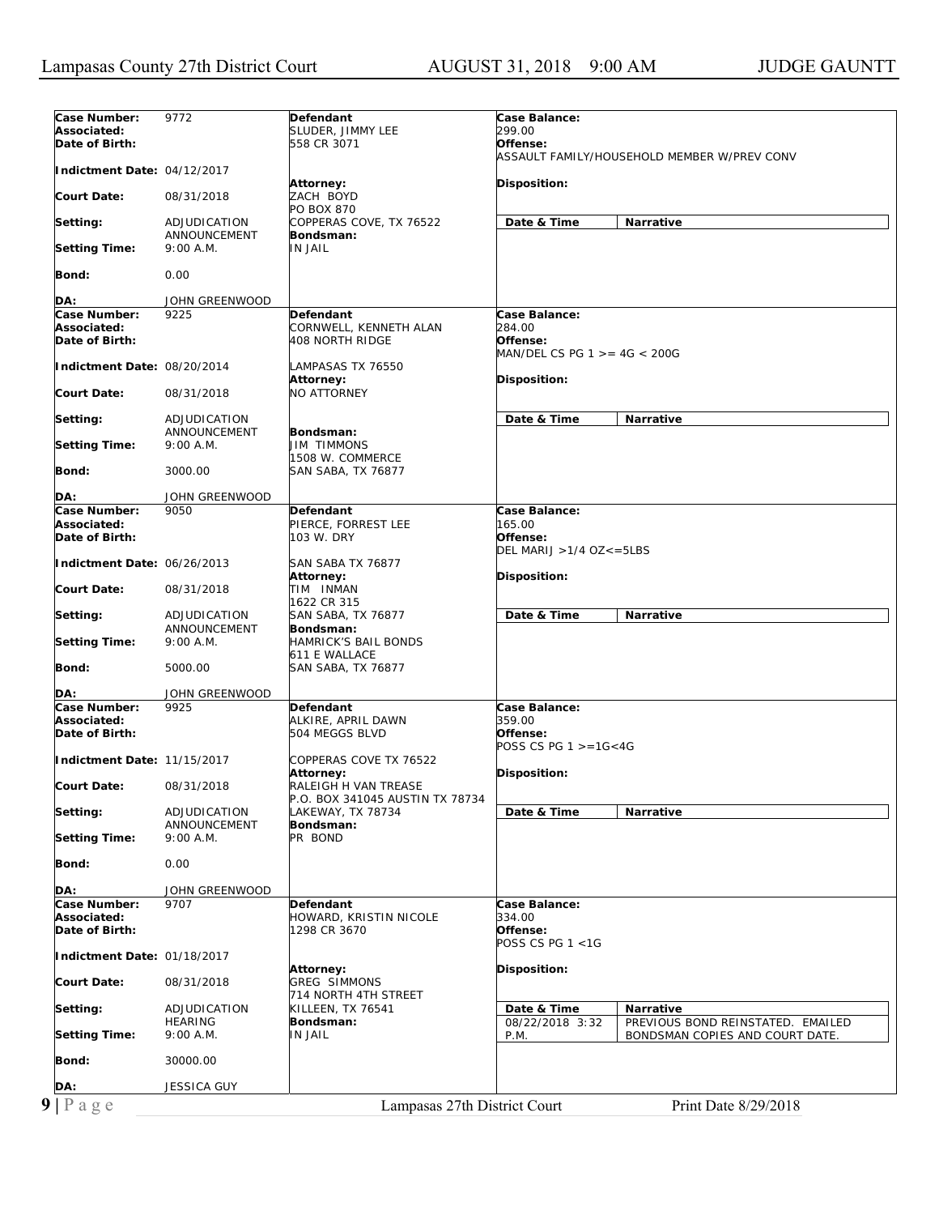| Case Number: | 9772 | Defendant | Case Balance: | |
|---|---|---|---|---|
| Associated: | | SLUDER, JIMMY LEE | 299.00 | |
| Date of Birth: | | 558 CR 3071 | Offense: | |
| | | | ASSAULT FAMILY/HOUSEHOLD MEMBER W/PREV CONV | |
| Indictment Date: | 04/12/2017 | | | |
| | | Attorney: | Disposition: | |
| Court Date: | 08/31/2018 | ZACH BOYD | | |
| | | PO BOX 870 | | |
| Setting: | ADJUDICATION ANNOUNCEMENT | COPPERAS COVE, TX 76522 | Date & Time | Narrative |
| | | Bondsman: | | |
| Setting Time: | 9:00 A.M. | IN JAIL | | |
| Bond: | 0.00 | | | |
| DA: | JOHN GREENWOOD | | | |

| Case Number: | 9225 | Defendant | Case Balance: | |
|---|---|---|---|---|
| Associated: | | CORNWELL, KENNETH ALAN | 284.00 | |
| Date of Birth: | | 408 NORTH RIDGE | Offense: | |
| | | | MAN/DEL CS PG 1 >= 4G < 200G | |
| Indictment Date: | 08/20/2014 | LAMPASAS TX 76550 | | |
| | | Attorney: | Disposition: | |
| Court Date: | 08/31/2018 | NO ATTORNEY | | |
| Setting: | ADJUDICATION ANNOUNCEMENT | | Date & Time | Narrative |
| | | Bondsman: | | |
| Setting Time: | 9:00 A.M. | JIM TIMMONS | | |
| | | 1508 W. COMMERCE | | |
| Bond: | 3000.00 | SAN SABA, TX 76877 | | |
| DA: | JOHN GREENWOOD | | | |

| Case Number: | 9050 | Defendant | Case Balance: | |
|---|---|---|---|---|
| Associated: | | PIERCE, FORREST LEE | 165.00 | |
| Date of Birth: | | 103 W. DRY | Offense: | |
| | | | DEL MARIJ >1/4 OZ<=5LBS | |
| Indictment Date: | 06/26/2013 | SAN SABA TX 76877 | | |
| | | Attorney: | Disposition: | |
| Court Date: | 08/31/2018 | TIM INMAN | | |
| | | 1622 CR 315 | | |
| Setting: | ADJUDICATION ANNOUNCEMENT | SAN SABA, TX 76877 | Date & Time | Narrative |
| | | Bondsman: | | |
| Setting Time: | 9:00 A.M. | HAMRICK'S BAIL BONDS | | |
| | | 611 E WALLACE | | |
| Bond: | 5000.00 | SAN SABA, TX 76877 | | |
| DA: | JOHN GREENWOOD | | | |

| Case Number: | 9925 | Defendant | Case Balance: | |
|---|---|---|---|---|
| Associated: | | ALKIRE, APRIL DAWN | 359.00 | |
| Date of Birth: | | 504 MEGGS BLVD | Offense: | |
| | | | POSS CS PG 1 >=1G<4G | |
| Indictment Date: | 11/15/2017 | COPPERAS COVE TX 76522 | | |
| | | Attorney: | Disposition: | |
| Court Date: | 08/31/2018 | RALEIGH H VAN TREASE | | |
| | | P.O. BOX 341045 AUSTIN TX 78734 | | |
| Setting: | ADJUDICATION ANNOUNCEMENT | LAKEWAY, TX 78734 | Date & Time | Narrative |
| | | Bondsman: | | |
| Setting Time: | 9:00 A.M. | PR BOND | | |
| Bond: | 0.00 | | | |
| DA: | JOHN GREENWOOD | | | |

| Case Number: | 9707 | Defendant | Case Balance: | |
|---|---|---|---|---|
| Associated: | | HOWARD, KRISTIN NICOLE | 334.00 | |
| Date of Birth: | | 1298 CR 3670 | Offense: | |
| | | | POSS CS PG 1 <1G | |
| Indictment Date: | 01/18/2017 | | | |
| | | Attorney: | Disposition: | |
| Court Date: | 08/31/2018 | GREG SIMMONS | | |
| | | 714 NORTH 4TH STREET | | |
| Setting: | ADJUDICATION HEARING | KILLEEN, TX 76541 | Date & Time | Narrative |
| | | Bondsman: | 08/22/2018 3:32 P.M. | PREVIOUS BOND REINSTATED. EMAILED BONDSMAN COPIES AND COURT DATE. |
| Setting Time: | 9:00 A.M. | IN JAIL | | |
| Bond: | 30000.00 | | | |
| DA: | JESSICA GUY | | | |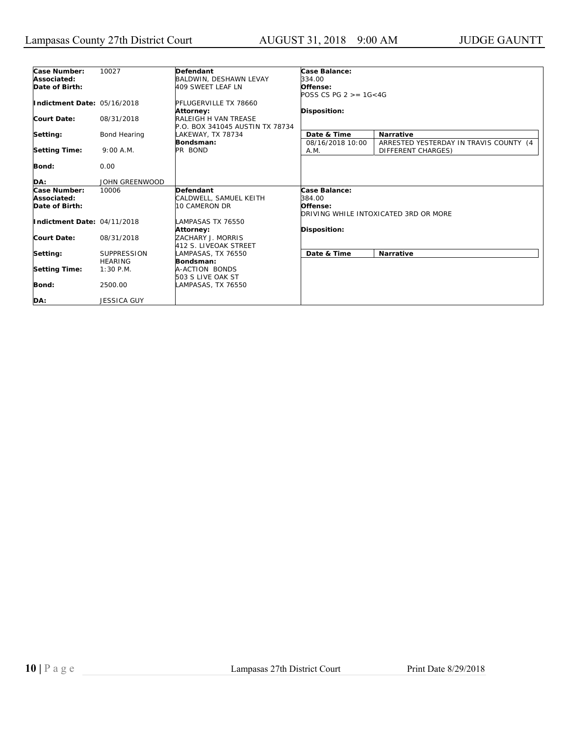| | | | |
|---|---|---|---|
| **Case Number:** 10027<br>**Associated:**<br>**Date of Birth:**<br>**Indictment Date:** 05/16/2018<br>**Court Date:** 08/31/2018<br>**Setting:** Bond Hearing<br>**Setting Time:** 9:00 A.M.<br>**Bond:** 0.00<br>**DA:** JOHN GREENWOOD | **Defendant**<br>BALDWIN, DESHAWN LEVAY<br>409 SWEET LEAF LN<br>PFLUGERVILLE TX 78660<br>**Attorney:**<br>RALEIGH H VAN TREASE<br>P.O. BOX 341045 AUSTIN TX 78734<br>LAKEWAY, TX 78734<br>**Bondsman:**<br>PR BOND | **Case Balance:**<br>334.00<br>**Offense:**<br>POSS CS PG 2 >= 1G<4G<br>**Disposition:** | **Date & Time:** 08/16/2018 10:00 A.M.<br>**Narrative:** ARRESTED YESTERDAY IN TRAVIS COUNTY (4 DIFFERENT CHARGES) |
| **Case Number:** 10006<br>**Associated:**<br>**Date of Birth:**<br>**Indictment Date:** 04/11/2018<br>**Court Date:** 08/31/2018<br>**Setting:** SUPPRESSION HEARING<br>**Setting Time:** 1:30 P.M.<br>**Bond:** 2500.00<br>**DA:** JESSICA GUY | **Defendant**<br>CALDWELL, SAMUEL KEITH<br>10 CAMERON DR<br>LAMPASAS TX 76550<br>**Attorney:**<br>ZACHARY J. MORRIS<br>412 S. LIVEOAK STREET<br>LAMPASAS, TX 76550<br>**Bondsman:**<br>A-ACTION BONDS<br>503 S LIVE OAK ST<br>LAMPASAS, TX 76550 | **Case Balance:**<br>384.00<br>**Offense:**<br>DRIVING WHILE INTOXICATED 3RD OR MORE<br>**Disposition:** | **Date & Time:**<br>**Narrative:** |